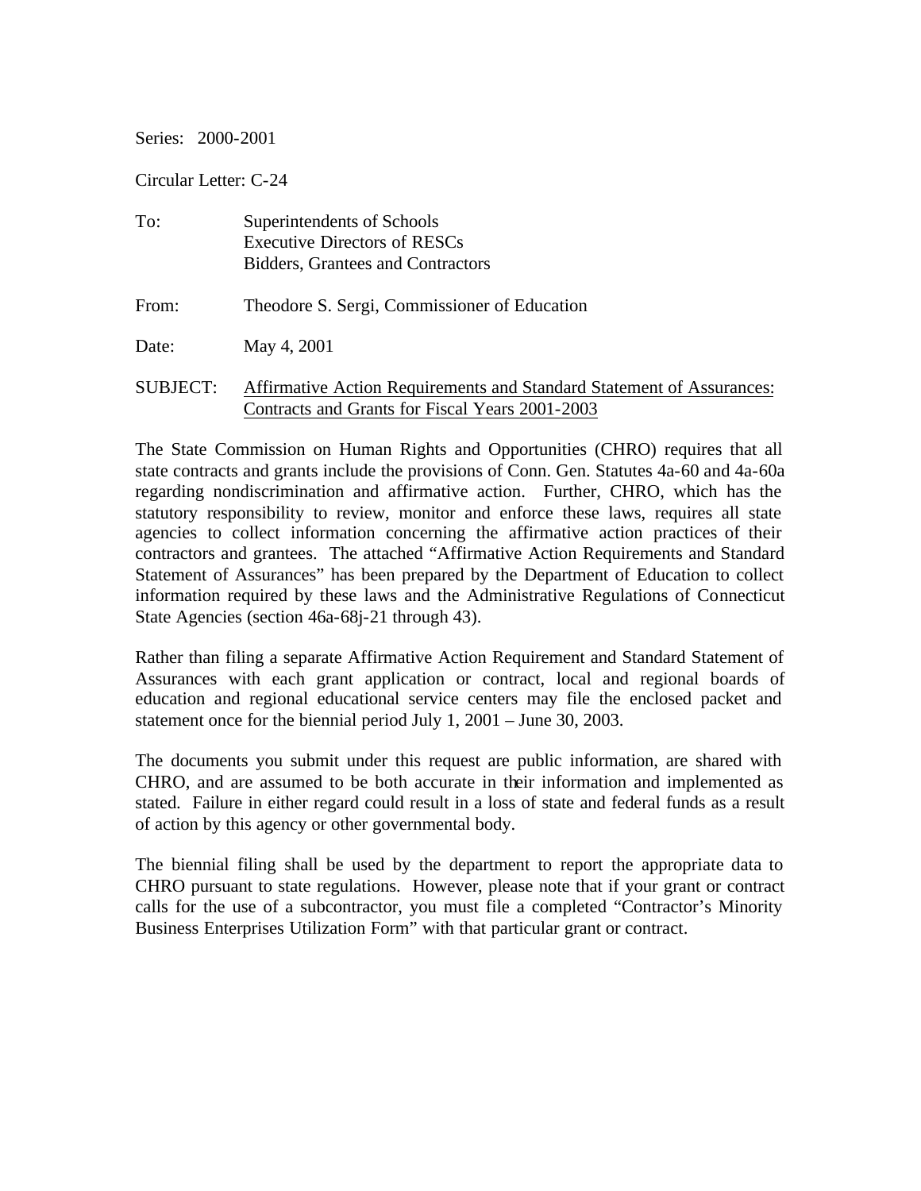Series: 2000-2001

Circular Letter: C-24

To: Superintendents of Schools
Executive Directors of RESCs
Bidders, Grantees and Contractors

From: Theodore S. Sergi, Commissioner of Education

Date: May 4, 2001

SUBJECT: Affirmative Action Requirements and Standard Statement of Assurances: Contracts and Grants for Fiscal Years 2001-2003

The State Commission on Human Rights and Opportunities (CHRO) requires that all state contracts and grants include the provisions of Conn. Gen. Statutes 4a-60 and 4a-60a regarding nondiscrimination and affirmative action. Further, CHRO, which has the statutory responsibility to review, monitor and enforce these laws, requires all state agencies to collect information concerning the affirmative action practices of their contractors and grantees. The attached "Affirmative Action Requirements and Standard Statement of Assurances" has been prepared by the Department of Education to collect information required by these laws and the Administrative Regulations of Connecticut State Agencies (section 46a-68j-21 through 43).

Rather than filing a separate Affirmative Action Requirement and Standard Statement of Assurances with each grant application or contract, local and regional boards of education and regional educational service centers may file the enclosed packet and statement once for the biennial period July 1, 2001 – June 30, 2003.

The documents you submit under this request are public information, are shared with CHRO, and are assumed to be both accurate in their information and implemented as stated. Failure in either regard could result in a loss of state and federal funds as a result of action by this agency or other governmental body.

The biennial filing shall be used by the department to report the appropriate data to CHRO pursuant to state regulations. However, please note that if your grant or contract calls for the use of a subcontractor, you must file a completed "Contractor's Minority Business Enterprises Utilization Form" with that particular grant or contract.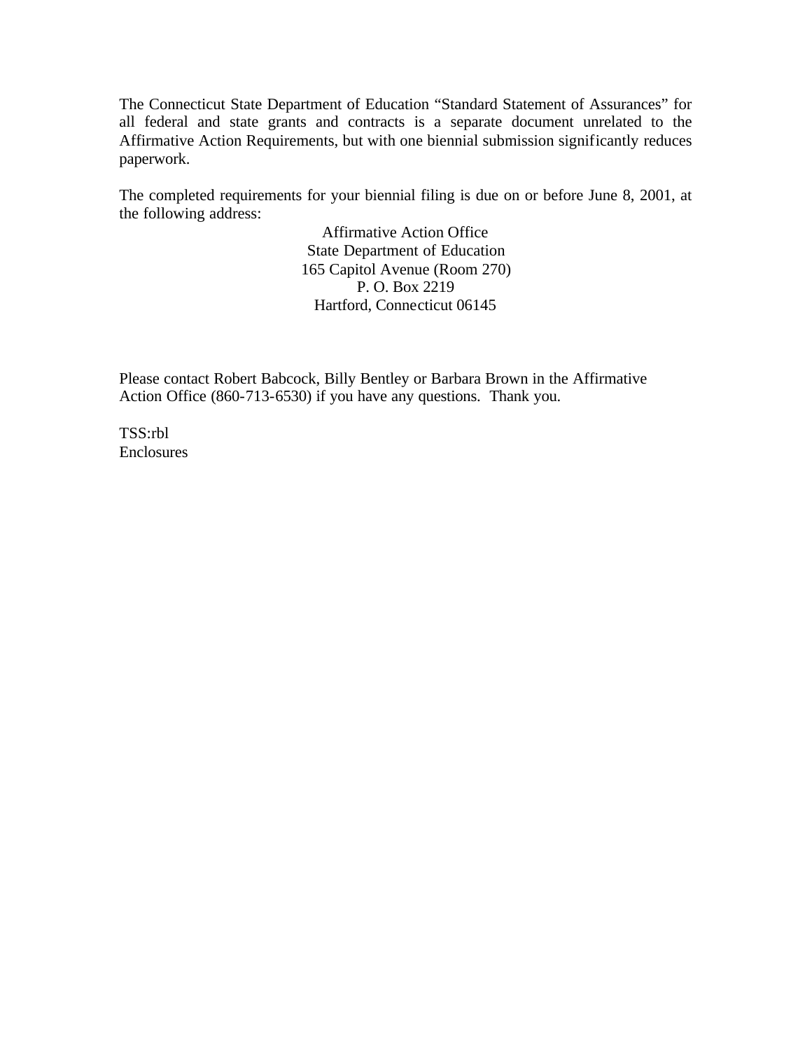The Connecticut State Department of Education "Standard Statement of Assurances" for all federal and state grants and contracts is a separate document unrelated to the Affirmative Action Requirements, but with one biennial submission significantly reduces paperwork.

The completed requirements for your biennial filing is due on or before June 8, 2001, at the following address:

Affirmative Action Office
State Department of Education
165 Capitol Avenue (Room 270)
P. O. Box 2219
Hartford, Connecticut 06145

Please contact Robert Babcock, Billy Bentley or Barbara Brown in the Affirmative Action Office (860-713-6530) if you have any questions. Thank you.

TSS:rbl
Enclosures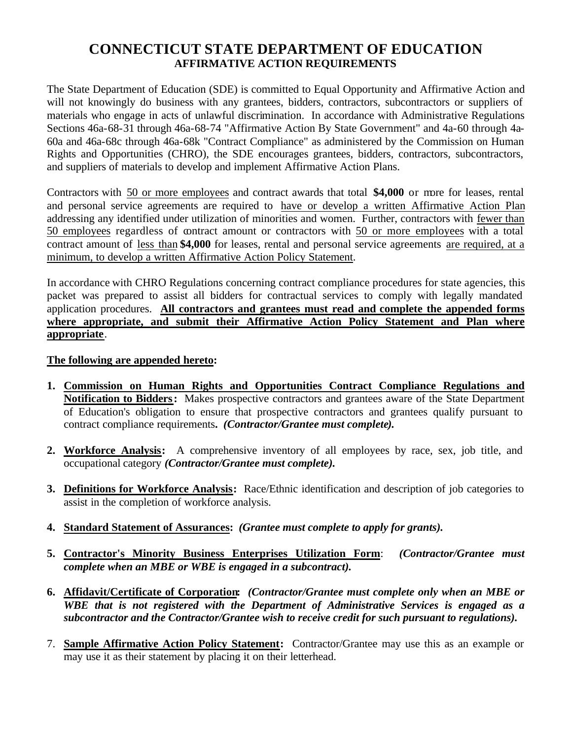# CONNECTICUT STATE DEPARTMENT OF EDUCATION

## AFFIRMATIVE ACTION REQUIREMENTS

The State Department of Education (SDE) is committed to Equal Opportunity and Affirmative Action and will not knowingly do business with any grantees, bidders, contractors, subcontractors or suppliers of materials who engage in acts of unlawful discrimination. In accordance with Administrative Regulations Sections 46a-68-31 through 46a-68-74 "Affirmative Action By State Government" and 4a-60 through 4a-60a and 46a-68c through 46a-68k "Contract Compliance" as administered by the Commission on Human Rights and Opportunities (CHRO), the SDE encourages grantees, bidders, contractors, subcontractors, and suppliers of materials to develop and implement Affirmative Action Plans.

Contractors with 50 or more employees and contract awards that total **$4,000** or more for leases, rental and personal service agreements are required to have or develop a written Affirmative Action Plan addressing any identified under utilization of minorities and women. Further, contractors with fewer than 50 employees regardless of contract amount or contractors with 50 or more employees with a total contract amount of less than **$4,000** for leases, rental and personal service agreements are required, at a minimum, to develop a written Affirmative Action Policy Statement.

In accordance with CHRO Regulations concerning contract compliance procedures for state agencies, this packet was prepared to assist all bidders for contractual services to comply with legally mandated application procedures. **All contractors and grantees must read and complete the appended forms where appropriate, and submit their Affirmative Action Policy Statement and Plan where appropriate**.

**The following are appended hereto:**

1. **Commission on Human Rights and Opportunities Contract Compliance Regulations and Notification to Bidders:** Makes prospective contractors and grantees aware of the State Department of Education's obligation to ensure that prospective contractors and grantees qualify pursuant to contract compliance requirements**.** ***(Contractor/Grantee must complete).***

2. **Workforce Analysis:** A comprehensive inventory of all employees by race, sex, job title, and occupational category ***(Contractor/Grantee must complete).***

3. **Definitions for Workforce Analysis:** Race/Ethnic identification and description of job categories to assist in the completion of workforce analysis.

4. **Standard Statement of Assurances:** ***(Grantee must complete to apply for grants).***

5. **Contractor's Minority Business Enterprises Utilization Form**: ***(Contractor/Grantee must complete when an MBE or WBE is engaged in a subcontract).***

6. **Affidavit/Certificate of Corporation:** ***(Contractor/Grantee must complete only when an MBE or WBE that is not registered with the Department of Administrative Services is engaged as a subcontractor and the Contractor/Grantee wish to receive credit for such pursuant to regulations).***

7. **Sample Affirmative Action Policy Statement:** Contractor/Grantee may use this as an example or may use it as their statement by placing it on their letterhead.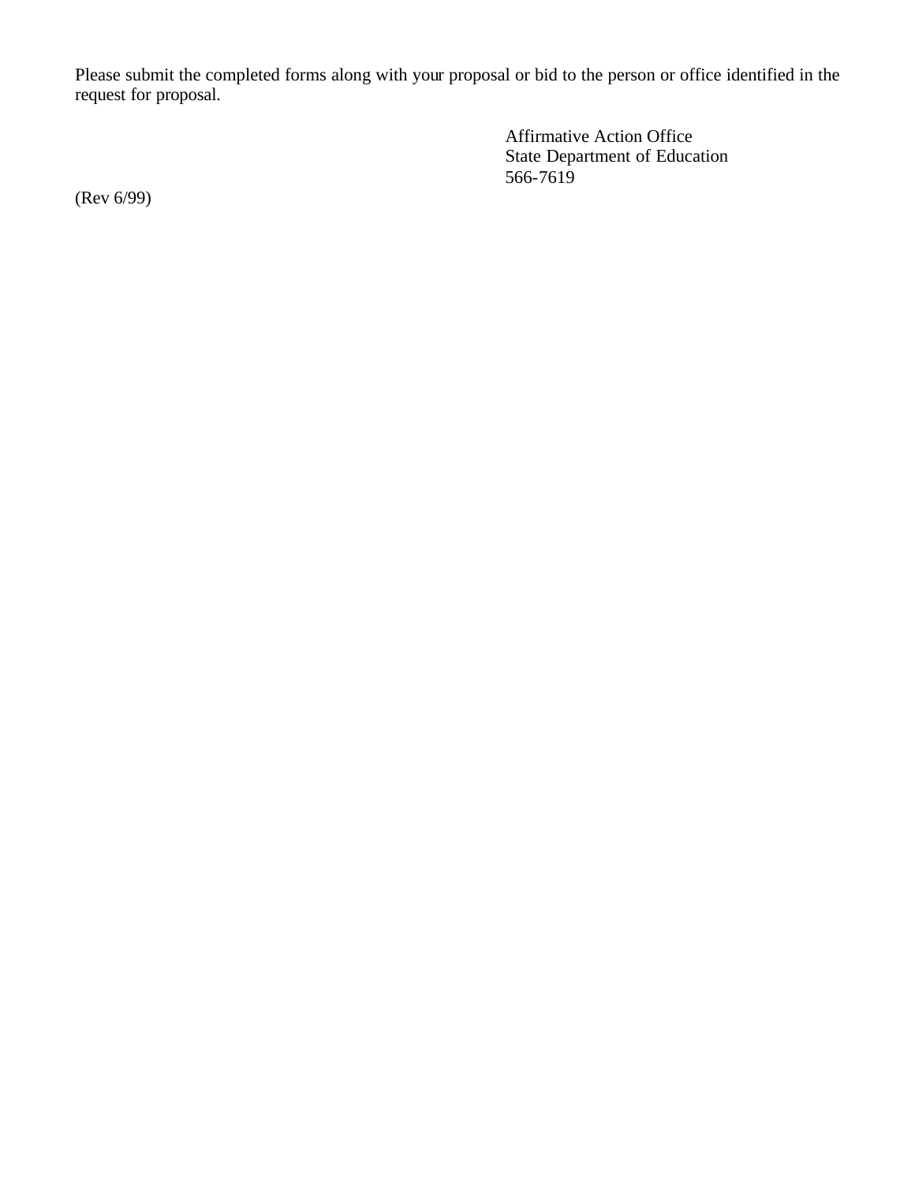Please submit the completed forms along with your proposal or bid to the person or office identified in the request for proposal.

Affirmative Action Office
State Department of Education
566-7619

(Rev 6/99)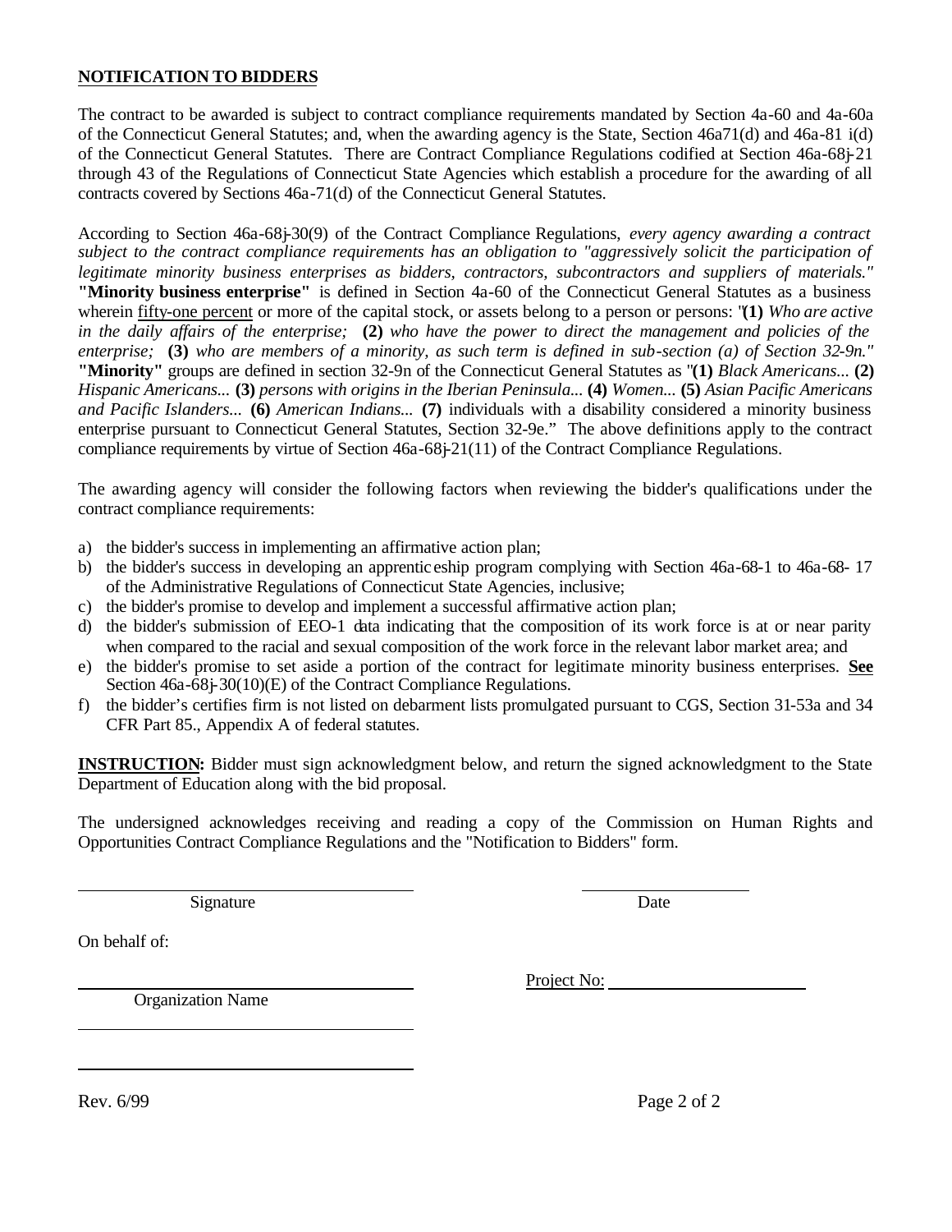**NOTIFICATION TO BIDDERS**

The contract to be awarded is subject to contract compliance requirements mandated by Section 4a-60 and 4a-60a of the Connecticut General Statutes; and, when the awarding agency is the State, Section 46a71(d) and 46a-81 i(d) of the Connecticut General Statutes. There are Contract Compliance Regulations codified at Section 46a-68j-21 through 43 of the Regulations of Connecticut State Agencies which establish a procedure for the awarding of all contracts covered by Sections 46a-71(d) of the Connecticut General Statutes.

According to Section 46a-68j-30(9) of the Contract Compliance Regulations, *every agency awarding a contract subject to the contract compliance requirements has an obligation to "aggressively solicit the participation of legitimate minority business enterprises as bidders, contractors, subcontractors and suppliers of materials."* **"Minority business enterprise"** is defined in Section 4a-60 of the Connecticut General Statutes as a business wherein fifty-one percent or more of the capital stock, or assets belong to a person or persons: "**(1)** *Who are active in the daily affairs of the enterprise;* **(2)** *who have the power to direct the management and policies of the enterprise;* **(3)** *who are members of a minority, as such term is defined in sub-section (a) of Section 32-9n."* **"Minority"** groups are defined in section 32-9n of the Connecticut General Statutes as "**(1)** *Black Americans...* **(2)** *Hispanic Americans...* **(3)** *persons with origins in the Iberian Peninsula...* **(4)** *Women...* **(5)** *Asian Pacific Americans and Pacific Islanders...* **(6)** *American Indians...* **(7)** individuals with a disability considered a minority business enterprise pursuant to Connecticut General Statutes, Section 32-9e." The above definitions apply to the contract compliance requirements by virtue of Section 46a-68j-21(11) of the Contract Compliance Regulations.

The awarding agency will consider the following factors when reviewing the bidder's qualifications under the contract compliance requirements:

a) the bidder's success in implementing an affirmative action plan;
b) the bidder's success in developing an apprenticeship program complying with Section 46a-68-1 to 46a-68- 17 of the Administrative Regulations of Connecticut State Agencies, inclusive;
c) the bidder's promise to develop and implement a successful affirmative action plan;
d) the bidder's submission of EEO-1 data indicating that the composition of its work force is at or near parity when compared to the racial and sexual composition of the work force in the relevant labor market area; and
e) the bidder's promise to set aside a portion of the contract for legitimate minority business enterprises. **See** Section 46a-68j-30(10)(E) of the Contract Compliance Regulations.
f) the bidder's certifies firm is not listed on debarment lists promulgated pursuant to CGS, Section 31-53a and 34 CFR Part 85., Appendix A of federal statutes.

**INSTRUCTION:** Bidder must sign acknowledgment below, and return the signed acknowledgment to the State Department of Education along with the bid proposal.

The undersigned acknowledges receiving and reading a copy of the Commission on Human Rights and Opportunities Contract Compliance Regulations and the "Notification to Bidders" form.

_______________________________ Signature

_______________ Date

On behalf of:

_______________________________ Organization Name

Project No: ____________________

_______________________________

_______________________________

Rev. 6/99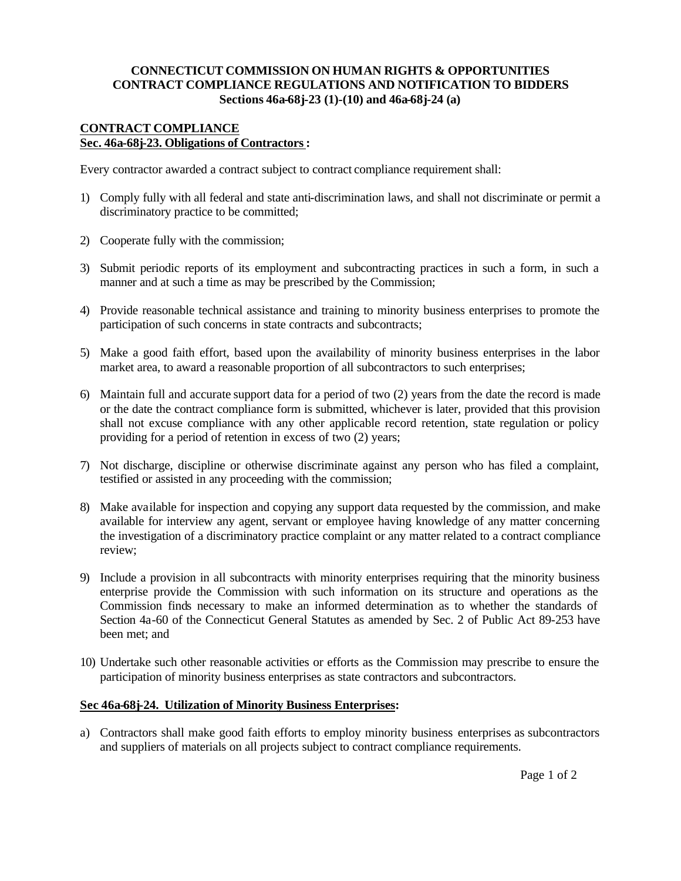**CONNECTICUT COMMISSION ON HUMAN RIGHTS & OPPORTUNITIES**
**CONTRACT COMPLIANCE REGULATIONS AND NOTIFICATION TO BIDDERS**
**Sections 46a-68j-23 (1)-(10) and 46a-68j-24 (a)**

## CONTRACT COMPLIANCE

### Sec. 46a-68j-23. Obligations of Contractors :

Every contractor awarded a contract subject to contract compliance requirement shall:

1) Comply fully with all federal and state anti-discrimination laws, and shall not discriminate or permit a discriminatory practice to be committed;

2) Cooperate fully with the commission;

3) Submit periodic reports of its employment and subcontracting practices in such a form, in such a manner and at such a time as may be prescribed by the Commission;

4) Provide reasonable technical assistance and training to minority business enterprises to promote the participation of such concerns in state contracts and subcontracts;

5) Make a good faith effort, based upon the availability of minority business enterprises in the labor market area, to award a reasonable proportion of all subcontractors to such enterprises;

6) Maintain full and accurate support data for a period of two (2) years from the date the record is made or the date the contract compliance form is submitted, whichever is later, provided that this provision shall not excuse compliance with any other applicable record retention, state regulation or policy providing for a period of retention in excess of two (2) years;

7) Not discharge, discipline or otherwise discriminate against any person who has filed a complaint, testified or assisted in any proceeding with the commission;

8) Make available for inspection and copying any support data requested by the commission, and make available for interview any agent, servant or employee having knowledge of any matter concerning the investigation of a discriminatory practice complaint or any matter related to a contract compliance review;

9) Include a provision in all subcontracts with minority enterprises requiring that the minority business enterprise provide the Commission with such information on its structure and operations as the Commission finds necessary to make an informed determination as to whether the standards of Section 4a-60 of the Connecticut General Statutes as amended by Sec. 2 of Public Act 89-253 have been met; and

10) Undertake such other reasonable activities or efforts as the Commission may prescribe to ensure the participation of minority business enterprises as state contractors and subcontractors.

### Sec 46a-68j-24. Utilization of Minority Business Enterprises:

a) Contractors shall make good faith efforts to employ minority business enterprises as subcontractors and suppliers of materials on all projects subject to contract compliance requirements.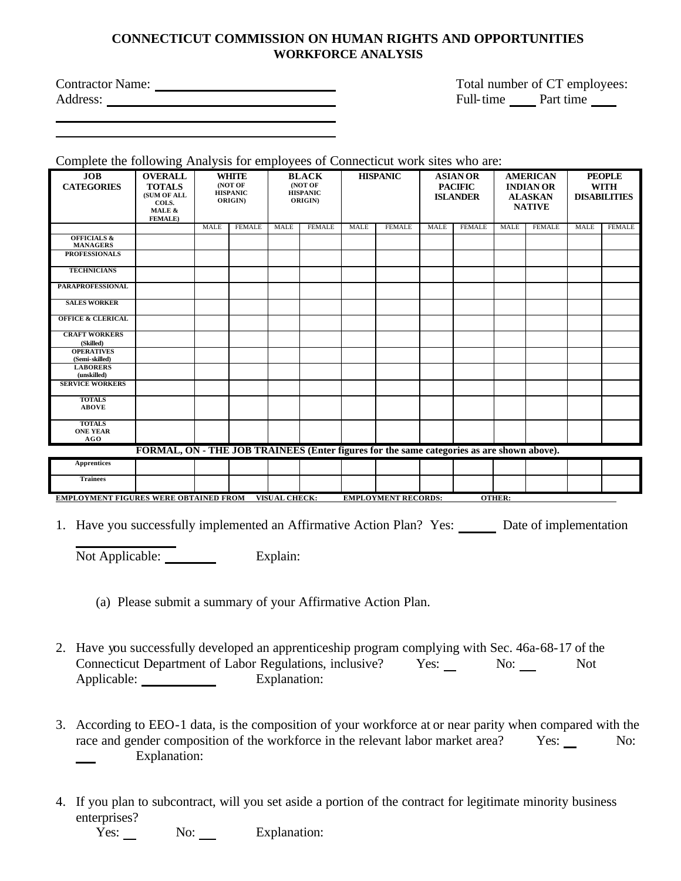# CONNECTICUT COMMISSION ON HUMAN RIGHTS AND OPPORTUNITIES
## WORKFORCE ANALYSIS

Contractor Name: ______________________________
Address: ______________________________
______________________________
______________________________

Total number of CT employees:
Full-time ____ Part time ____

Complete the following Analysis for employees of Connecticut work sites who are:

| JOB CATEGORIES | OVERALL TOTALS (SUM OF ALL COLS. MALE & FEMALE) | WHITE (NOT OF HISPANIC ORIGIN) | | BLACK (NOT OF HISPANIC ORIGIN) | | HISPANIC | | ASIAN OR PACIFIC ISLANDER | | AMERICAN INDIAN OR ALASKAN NATIVE | | PEOPLE WITH DISABILITIES | |
|---|---|---|---|---|---|---|---|---|---|---|---|---|---|
| | | MALE | FEMALE | MALE | FEMALE | MALE | FEMALE | MALE | FEMALE | MALE | FEMALE | MALE | FEMALE |
| OFFICIALS & MANAGERS | | | | | | | | | | | | | |
| PROFESSIONALS | | | | | | | | | | | | | |
| TECHNICIANS | | | | | | | | | | | | | |
| PARAPROFESSIONAL | | | | | | | | | | | | | |
| SALES WORKER | | | | | | | | | | | | | |
| OFFICE & CLERICAL | | | | | | | | | | | | | |
| CRAFT WORKERS (Skilled) | | | | | | | | | | | | | |
| OPERATIVES (Semi-skilled) | | | | | | | | | | | | | |
| LABORERS (unskilled) | | | | | | | | | | | | | |
| SERVICE WORKERS | | | | | | | | | | | | | |
| TOTALS ABOVE | | | | | | | | | | | | | |
| TOTALS ONE YEAR AGO | | | | | | | | | | | | | |
| **FORMAL, ON - THE JOB TRAINEES (Enter figures for the same categories as are shown above).** | | | | | | | | | | | | | |
| Apprentices | | | | | | | | | | | | | |
| Trainees | | | | | | | | | | | | | |

EMPLOYMENT FIGURES WERE OBTAINED FROM VISUAL CHECK: EMPLOYMENT RECORDS: OTHER:

1. Have you successfully implemented an Affirmative Action Plan? Yes: ______ Date of implementation ______________

   Not Applicable: ________ Explain:

   (a) Please submit a summary of your Affirmative Action Plan.

2. Have you successfully developed an apprenticeship program complying with Sec. 46a-68-17 of the Connecticut Department of Labor Regulations, inclusive? Yes: __ No: __ Not Applicable: ___________ Explanation:

3. According to EEO-1 data, is the composition of your workforce at or near parity when compared with the race and gender composition of the workforce in the relevant labor market area? Yes: __ No: ___ Explanation:

4. If you plan to subcontract, will you set aside a portion of the contract for legitimate minority business enterprises?
   Yes: __ No: ___ Explanation: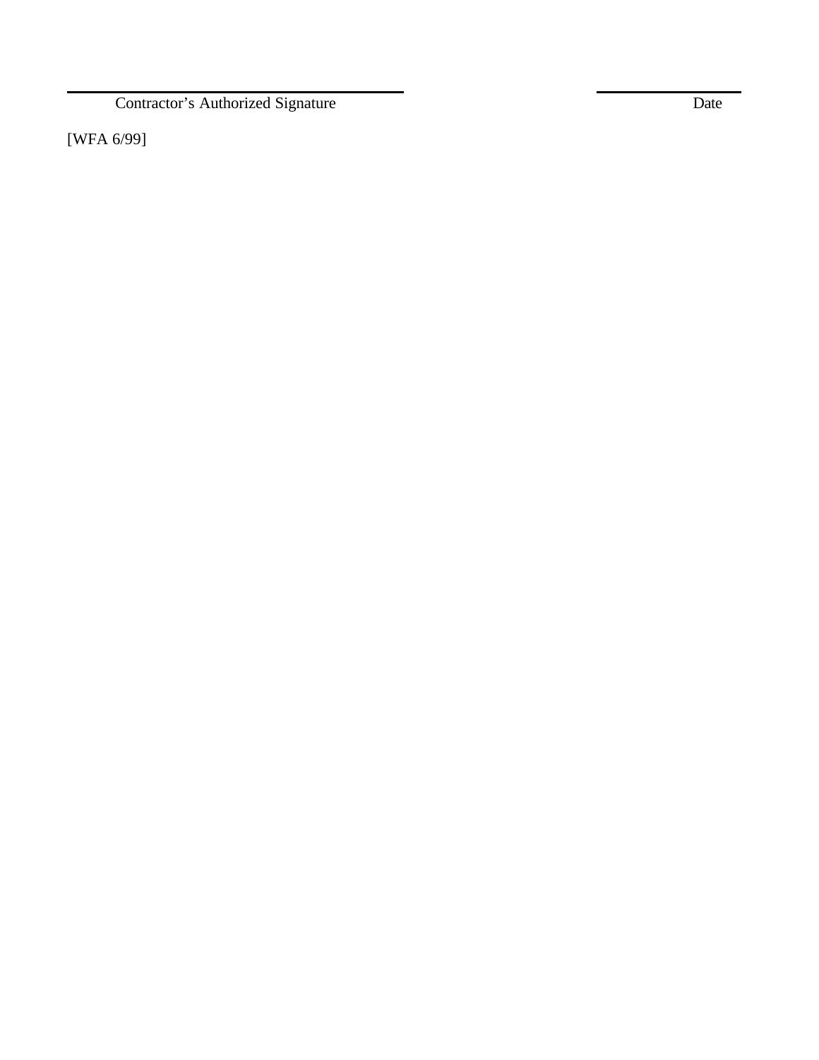\_\_\_\_\_\_\_\_\_\_\_\_\_\_\_\_\_\_\_\_\_\_\_\_\_\_\_\_\_\_\_\_\_\_\_\_\_\_\_\_ \_\_\_\_\_\_\_\_\_\_\_\_\_\_\_\_\_\_\_\_

Contractor's Authorized Signature Date

[WFA 6/99]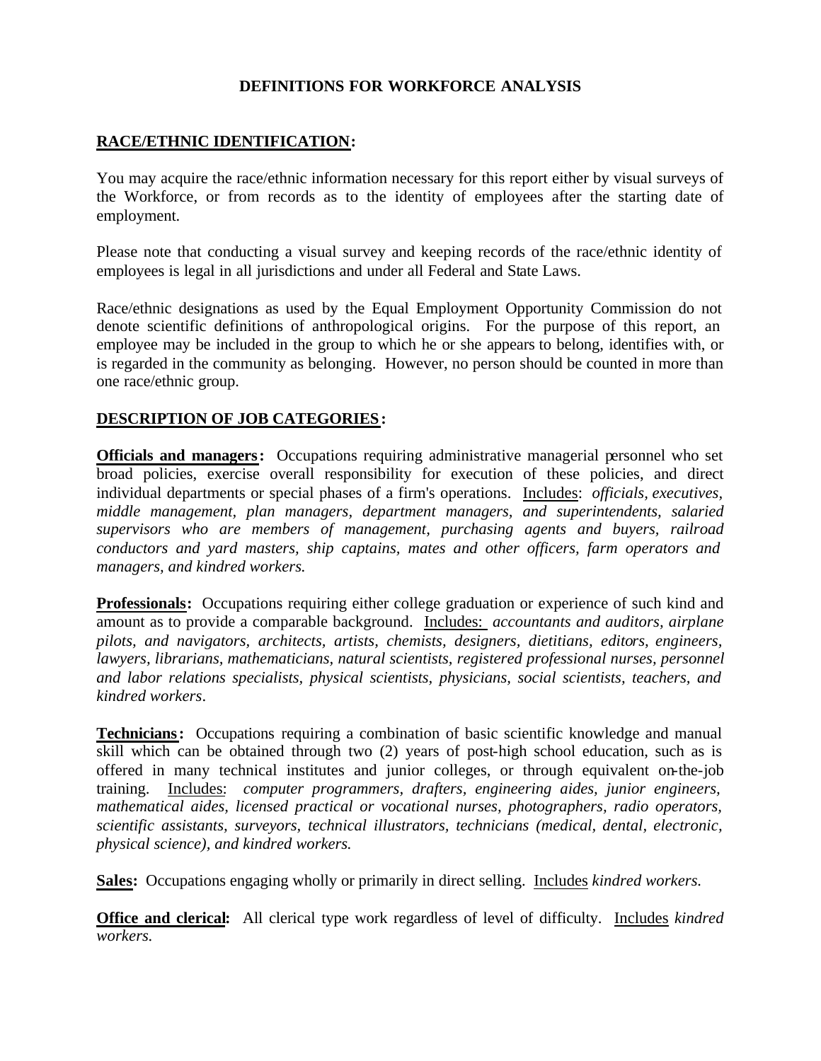# DEFINITIONS FOR WORKFORCE ANALYSIS

## <u>RACE/ETHNIC IDENTIFICATION</u>:

You may acquire the race/ethnic information necessary for this report either by visual surveys of the Workforce, or from records as to the identity of employees after the starting date of employment.

Please note that conducting a visual survey and keeping records of the race/ethnic identity of employees is legal in all jurisdictions and under all Federal and State Laws.

Race/ethnic designations as used by the Equal Employment Opportunity Commission do not denote scientific definitions of anthropological origins. For the purpose of this report, an employee may be included in the group to which he or she appears to belong, identifies with, or is regarded in the community as belonging. However, no person should be counted in more than one race/ethnic group.

## <u>DESCRIPTION OF JOB CATEGORIES</u>:

**<u>Officials and managers</u>:** Occupations requiring administrative managerial personnel who set broad policies, exercise overall responsibility for execution of these policies, and direct individual departments or special phases of a firm's operations. <u>Includes</u>: *officials, executives, middle management, plan managers, department managers, and superintendents, salaried supervisors who are members of management, purchasing agents and buyers, railroad conductors and yard masters, ship captains, mates and other officers, farm operators and managers, and kindred workers.*

**<u>Professionals</u>:** Occupations requiring either college graduation or experience of such kind and amount as to provide a comparable background. <u>Includes:</u> *accountants and auditors, airplane pilots, and navigators, architects, artists, chemists, designers, dietitians, editors, engineers, lawyers, librarians, mathematicians, natural scientists, registered professional nurses, personnel and labor relations specialists, physical scientists, physicians, social scientists, teachers, and kindred workers*.

**<u>Technicians</u>:** Occupations requiring a combination of basic scientific knowledge and manual skill which can be obtained through two (2) years of post-high school education, such as is offered in many technical institutes and junior colleges, or through equivalent on-the-job training. <u>Includes</u>: *computer programmers, drafters, engineering aides, junior engineers, mathematical aides, licensed practical or vocational nurses, photographers, radio operators, scientific assistants, surveyors, technical illustrators, technicians (medical, dental, electronic, physical science), and kindred workers.*

**<u>Sales</u>:** Occupations engaging wholly or primarily in direct selling. <u>Includes</u> *kindred workers.*

**<u>Office and clerical</u>:** All clerical type work regardless of level of difficulty. <u>Includes</u> *kindred workers.*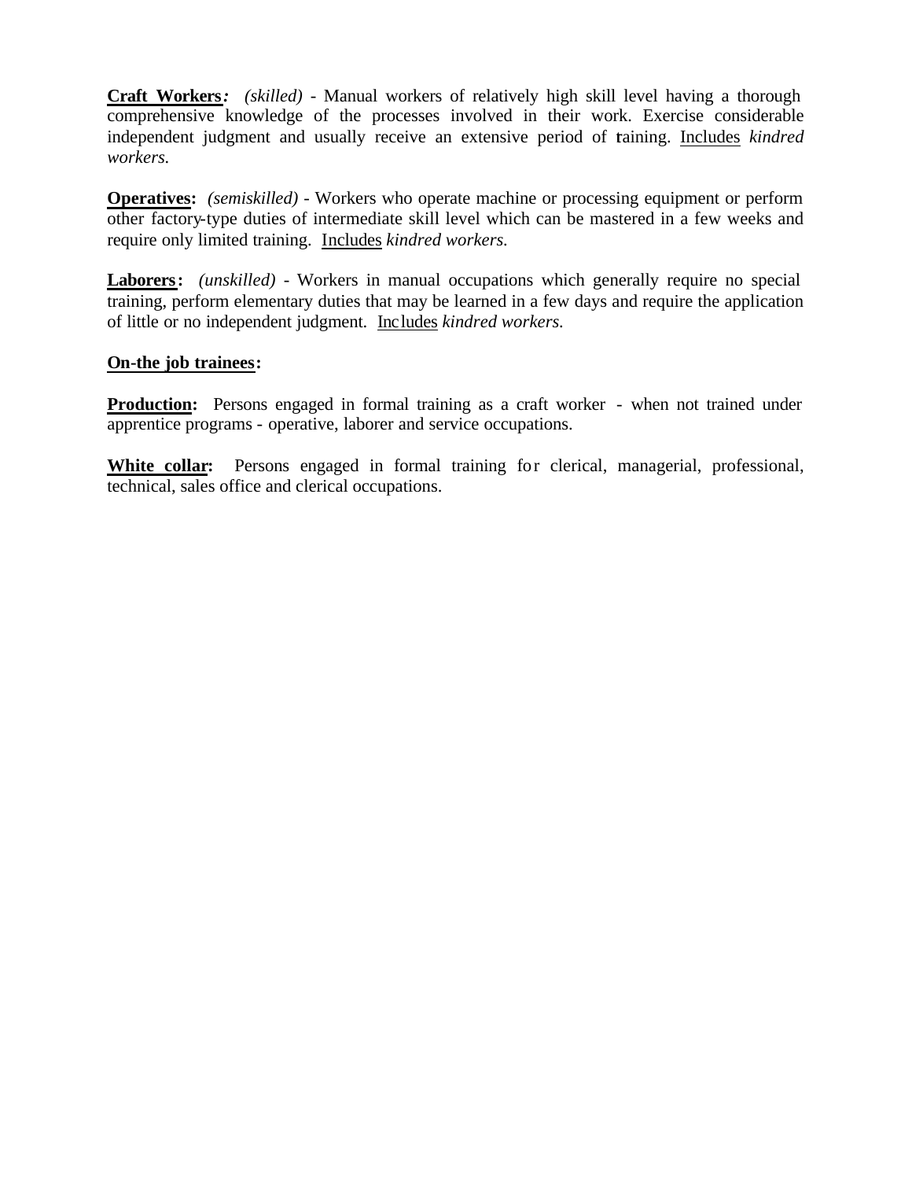**Craft Workers***:* *(skilled)* - Manual workers of relatively high skill level having a thorough comprehensive knowledge of the processes involved in their work. Exercise considerable independent judgment and usually receive an extensive period of training. Includes *kindred workers.*

**Operatives:** *(semiskilled)* - Workers who operate machine or processing equipment or perform other factory-type duties of intermediate skill level which can be mastered in a few weeks and require only limited training. Includes *kindred workers.*

**Laborers:** *(unskilled)* - Workers in manual occupations which generally require no special training, perform elementary duties that may be learned in a few days and require the application of little or no independent judgment. Includes *kindred workers.*

**On-the job trainees:**

**Production:** Persons engaged in formal training as a craft worker - when not trained under apprentice programs - operative, laborer and service occupations.

**White collar:** Persons engaged in formal training for clerical, managerial, professional, technical, sales office and clerical occupations.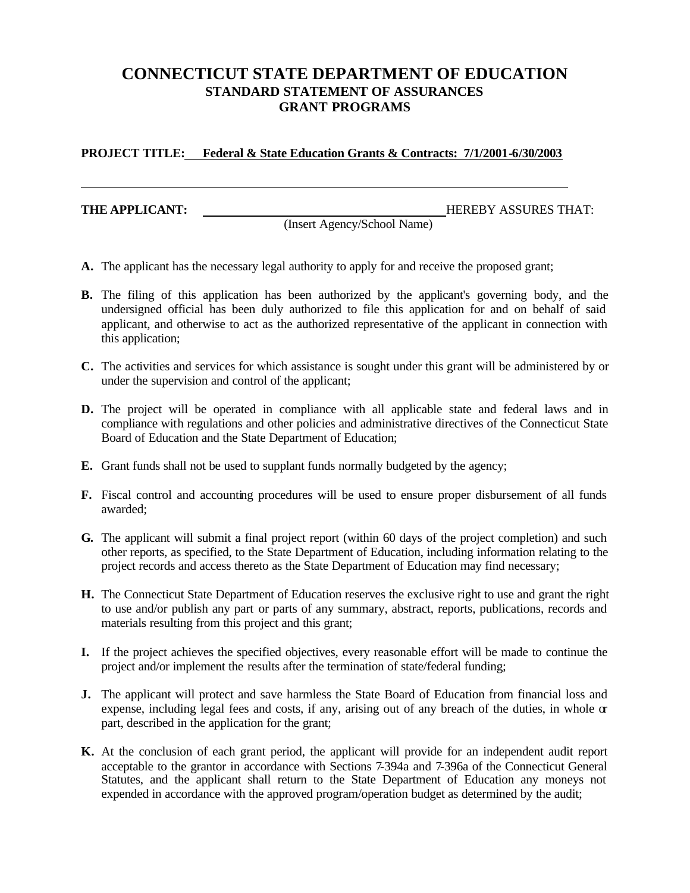# CONNECTICUT STATE DEPARTMENT OF EDUCATION
## STANDARD STATEMENT OF ASSURANCES
## GRANT PROGRAMS

**PROJECT TITLE:** **Federal & State Education Grants & Contracts: 7/1/2001-6/30/2003**

**THE APPLICANT:** \_\_\_\_\_\_\_\_\_\_\_\_\_\_\_\_\_\_\_\_\_\_\_\_\_\_\_\_\_\_\_\_\_\_\_\_ HEREBY ASSURES THAT:
(Insert Agency/School Name)

**A.** The applicant has the necessary legal authority to apply for and receive the proposed grant;

**B.** The filing of this application has been authorized by the applicant's governing body, and the undersigned official has been duly authorized to file this application for and on behalf of said applicant, and otherwise to act as the authorized representative of the applicant in connection with this application;

**C.** The activities and services for which assistance is sought under this grant will be administered by or under the supervision and control of the applicant;

**D.** The project will be operated in compliance with all applicable state and federal laws and in compliance with regulations and other policies and administrative directives of the Connecticut State Board of Education and the State Department of Education;

**E.** Grant funds shall not be used to supplant funds normally budgeted by the agency;

**F.** Fiscal control and accounting procedures will be used to ensure proper disbursement of all funds awarded;

**G.** The applicant will submit a final project report (within 60 days of the project completion) and such other reports, as specified, to the State Department of Education, including information relating to the project records and access thereto as the State Department of Education may find necessary;

**H.** The Connecticut State Department of Education reserves the exclusive right to use and grant the right to use and/or publish any part or parts of any summary, abstract, reports, publications, records and materials resulting from this project and this grant;

**I.** If the project achieves the specified objectives, every reasonable effort will be made to continue the project and/or implement the results after the termination of state/federal funding;

**J.** The applicant will protect and save harmless the State Board of Education from financial loss and expense, including legal fees and costs, if any, arising out of any breach of the duties, in whole or part, described in the application for the grant;

**K.** At the conclusion of each grant period, the applicant will provide for an independent audit report acceptable to the grantor in accordance with Sections 7-394a and 7-396a of the Connecticut General Statutes, and the applicant shall return to the State Department of Education any moneys not expended in accordance with the approved program/operation budget as determined by the audit;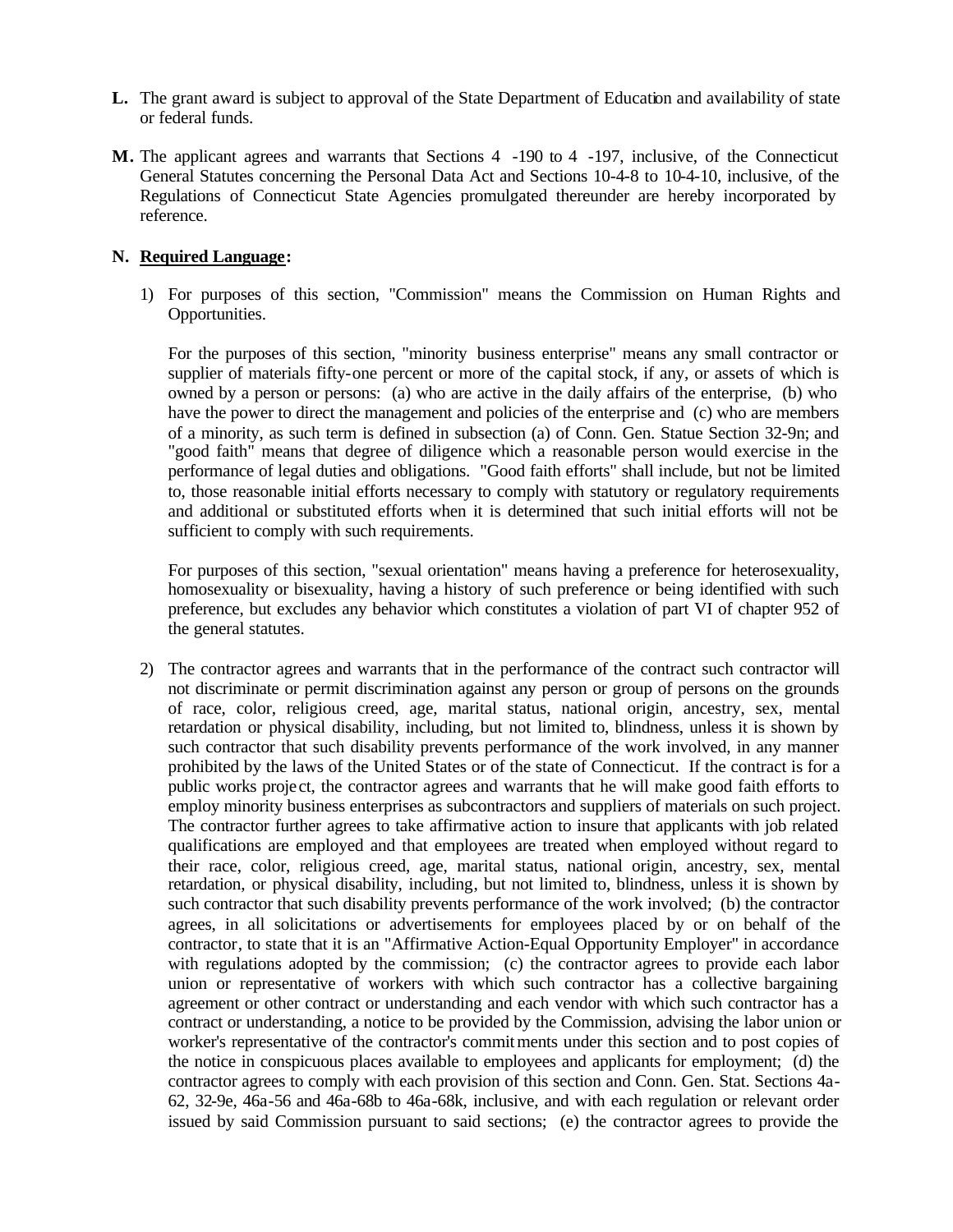**L.** The grant award is subject to approval of the State Department of Education and availability of state or federal funds.

**M.** The applicant agrees and warrants that Sections 4 -190 to 4 -197, inclusive, of the Connecticut General Statutes concerning the Personal Data Act and Sections 10-4-8 to 10-4-10, inclusive, of the Regulations of Connecticut State Agencies promulgated thereunder are hereby incorporated by reference.

**N.** **<u>Required Language</u>:**

1) For purposes of this section, "Commission" means the Commission on Human Rights and Opportunities.

   For the purposes of this section, "minority business enterprise" means any small contractor or supplier of materials fifty-one percent or more of the capital stock, if any, or assets of which is owned by a person or persons: (a) who are active in the daily affairs of the enterprise, (b) who have the power to direct the management and policies of the enterprise and (c) who are members of a minority, as such term is defined in subsection (a) of Conn. Gen. Statue Section 32-9n; and "good faith" means that degree of diligence which a reasonable person would exercise in the performance of legal duties and obligations. "Good faith efforts" shall include, but not be limited to, those reasonable initial efforts necessary to comply with statutory or regulatory requirements and additional or substituted efforts when it is determined that such initial efforts will not be sufficient to comply with such requirements.

   For purposes of this section, "sexual orientation" means having a preference for heterosexuality, homosexuality or bisexuality, having a history of such preference or being identified with such preference, but excludes any behavior which constitutes a violation of part VI of chapter 952 of the general statutes.

2) The contractor agrees and warrants that in the performance of the contract such contractor will not discriminate or permit discrimination against any person or group of persons on the grounds of race, color, religious creed, age, marital status, national origin, ancestry, sex, mental retardation or physical disability, including, but not limited to, blindness, unless it is shown by such contractor that such disability prevents performance of the work involved, in any manner prohibited by the laws of the United States or of the state of Connecticut. If the contract is for a public works project, the contractor agrees and warrants that he will make good faith efforts to employ minority business enterprises as subcontractors and suppliers of materials on such project. The contractor further agrees to take affirmative action to insure that applicants with job related qualifications are employed and that employees are treated when employed without regard to their race, color, religious creed, age, marital status, national origin, ancestry, sex, mental retardation, or physical disability, including, but not limited to, blindness, unless it is shown by such contractor that such disability prevents performance of the work involved; (b) the contractor agrees, in all solicitations or advertisements for employees placed by or on behalf of the contractor, to state that it is an "Affirmative Action-Equal Opportunity Employer" in accordance with regulations adopted by the commission; (c) the contractor agrees to provide each labor union or representative of workers with which such contractor has a collective bargaining agreement or other contract or understanding and each vendor with which such contractor has a contract or understanding, a notice to be provided by the Commission, advising the labor union or worker's representative of the contractor's commitments under this section and to post copies of the notice in conspicuous places available to employees and applicants for employment; (d) the contractor agrees to comply with each provision of this section and Conn. Gen. Stat. Sections 4a-62, 32-9e, 46a-56 and 46a-68b to 46a-68k, inclusive, and with each regulation or relevant order issued by said Commission pursuant to said sections; (e) the contractor agrees to provide the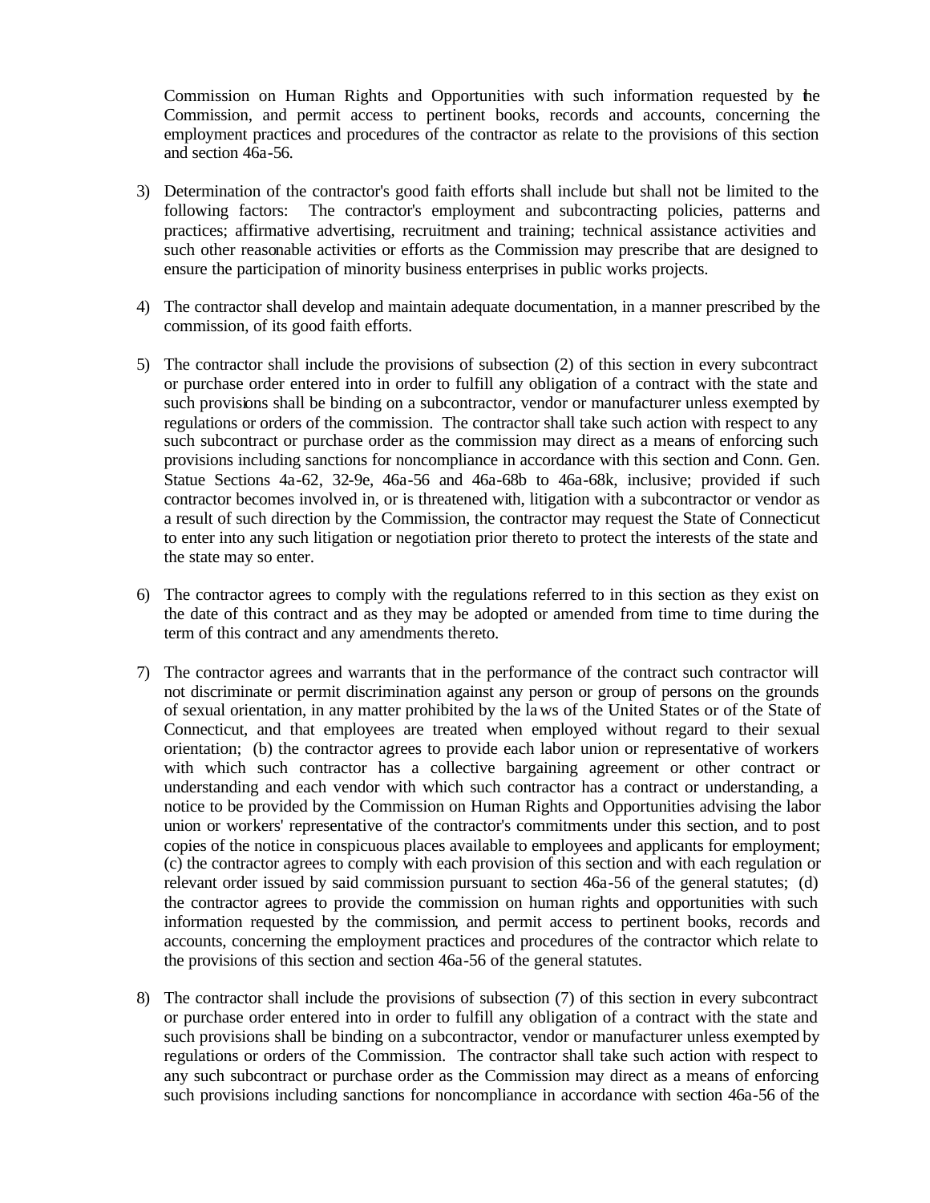Commission on Human Rights and Opportunities with such information requested by the Commission, and permit access to pertinent books, records and accounts, concerning the employment practices and procedures of the contractor as relate to the provisions of this section and section 46a-56.

3) Determination of the contractor's good faith efforts shall include but shall not be limited to the following factors: The contractor's employment and subcontracting policies, patterns and practices; affirmative advertising, recruitment and training; technical assistance activities and such other reasonable activities or efforts as the Commission may prescribe that are designed to ensure the participation of minority business enterprises in public works projects.

4) The contractor shall develop and maintain adequate documentation, in a manner prescribed by the commission, of its good faith efforts.

5) The contractor shall include the provisions of subsection (2) of this section in every subcontract or purchase order entered into in order to fulfill any obligation of a contract with the state and such provisions shall be binding on a subcontractor, vendor or manufacturer unless exempted by regulations or orders of the commission. The contractor shall take such action with respect to any such subcontract or purchase order as the commission may direct as a means of enforcing such provisions including sanctions for noncompliance in accordance with this section and Conn. Gen. Statue Sections 4a-62, 32-9e, 46a-56 and 46a-68b to 46a-68k, inclusive; provided if such contractor becomes involved in, or is threatened with, litigation with a subcontractor or vendor as a result of such direction by the Commission, the contractor may request the State of Connecticut to enter into any such litigation or negotiation prior thereto to protect the interests of the state and the state may so enter.

6) The contractor agrees to comply with the regulations referred to in this section as they exist on the date of this contract and as they may be adopted or amended from time to time during the term of this contract and any amendments thereto.

7) The contractor agrees and warrants that in the performance of the contract such contractor will not discriminate or permit discrimination against any person or group of persons on the grounds of sexual orientation, in any matter prohibited by the laws of the United States or of the State of Connecticut, and that employees are treated when employed without regard to their sexual orientation; (b) the contractor agrees to provide each labor union or representative of workers with which such contractor has a collective bargaining agreement or other contract or understanding and each vendor with which such contractor has a contract or understanding, a notice to be provided by the Commission on Human Rights and Opportunities advising the labor union or workers' representative of the contractor's commitments under this section, and to post copies of the notice in conspicuous places available to employees and applicants for employment; (c) the contractor agrees to comply with each provision of this section and with each regulation or relevant order issued by said commission pursuant to section 46a-56 of the general statutes; (d) the contractor agrees to provide the commission on human rights and opportunities with such information requested by the commission, and permit access to pertinent books, records and accounts, concerning the employment practices and procedures of the contractor which relate to the provisions of this section and section 46a-56 of the general statutes.

8) The contractor shall include the provisions of subsection (7) of this section in every subcontract or purchase order entered into in order to fulfill any obligation of a contract with the state and such provisions shall be binding on a subcontractor, vendor or manufacturer unless exempted by regulations or orders of the Commission. The contractor shall take such action with respect to any such subcontract or purchase order as the Commission may direct as a means of enforcing such provisions including sanctions for noncompliance in accordance with section 46a-56 of the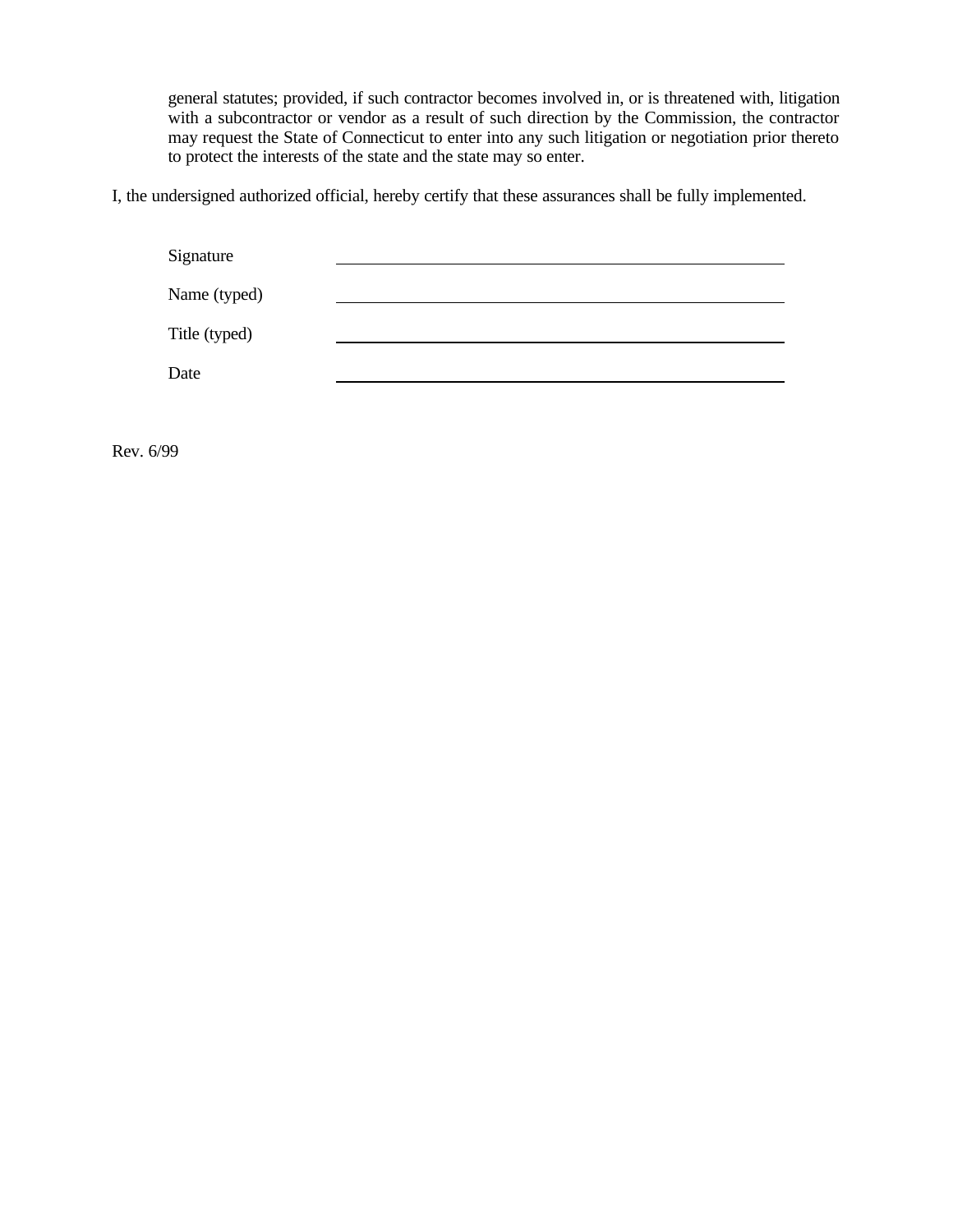general statutes; provided, if such contractor becomes involved in, or is threatened with, litigation with a subcontractor or vendor as a result of such direction by the Commission, the contractor may request the State of Connecticut to enter into any such litigation or negotiation prior thereto to protect the interests of the state and the state may so enter.

I, the undersigned authorized official, hereby certify that these assurances shall be fully implemented.

Signature ______________________________

Name (typed) ______________________________

Title (typed) ______________________________

Date ______________________________

Rev. 6/99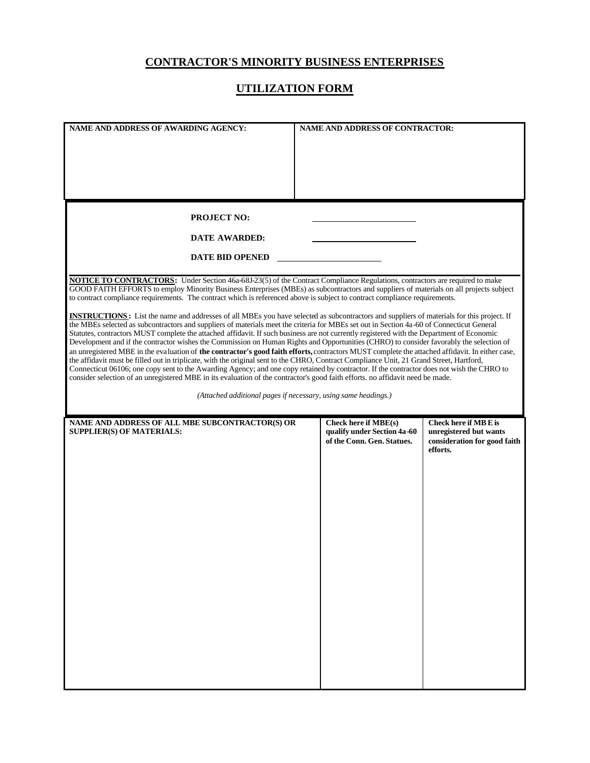# CONTRACTOR'S MINORITY BUSINESS ENTERPRISES

# UTILIZATION FORM

| NAME AND ADDRESS OF AWARDING AGENCY: | NAME AND ADDRESS OF CONTRACTOR: |
|---|---|
| | |

**PROJECT NO:** ______________________

**DATE AWARDED:** ______________________

**DATE BID OPENED** ______________________

**NOTICE TO CONTRACTORS:** Under Section 46a-68J-23(5) of the Contract Compliance Regulations, contractors are required to make GOOD FAITH EFFORTS to employ Minority Business Enterprises (MBEs) as subcontractors and suppliers of materials on all projects subject to contract compliance requirements. The contract which is referenced above is subject to contract compliance requirements.

**INSTRUCTIONS:** List the name and addresses of all MBEs you have selected as subcontractors and suppliers of materials for this project. If the MBEs selected as subcontractors and suppliers of materials meet the criteria for MBEs set out in Section 4a-60 of Connecticut General Statutes, contractors MUST complete the attached affidavit. If such business are not currently registered with the Department of Economic Development and if the contractor wishes the Commission on Human Rights and Opportunities (CHRO) to consider favorably the selection of an unregistered MBE in the evaluation of **the contractor's good faith efforts,** contractors MUST complete the attached affidavit. In either case, the affidavit must be filled out in triplicate, with the original sent to the CHRO, Contract Compliance Unit, 21 Grand Street, Hartford, Connecticut 06106; one copy sent to the Awarding Agency; and one copy retained by contractor. If the contractor does not wish the CHRO to consider selection of an unregistered MBE in its evaluation of the contractor's good faith efforts. no affidavit need be made.

*(Attached additional pages if necessary, using same headings.)*

| NAME AND ADDRESS OF ALL MBE SUBCONTRACTOR(S) OR SUPPLIER(S) OF MATERIALS: | Check here if MBE(s) qualify under Section 4a-60 of the Conn. Gen. Statues. | Check here if MBE is unregistered but wants consideration for good faith efforts. |
|---|---|---|
| | | |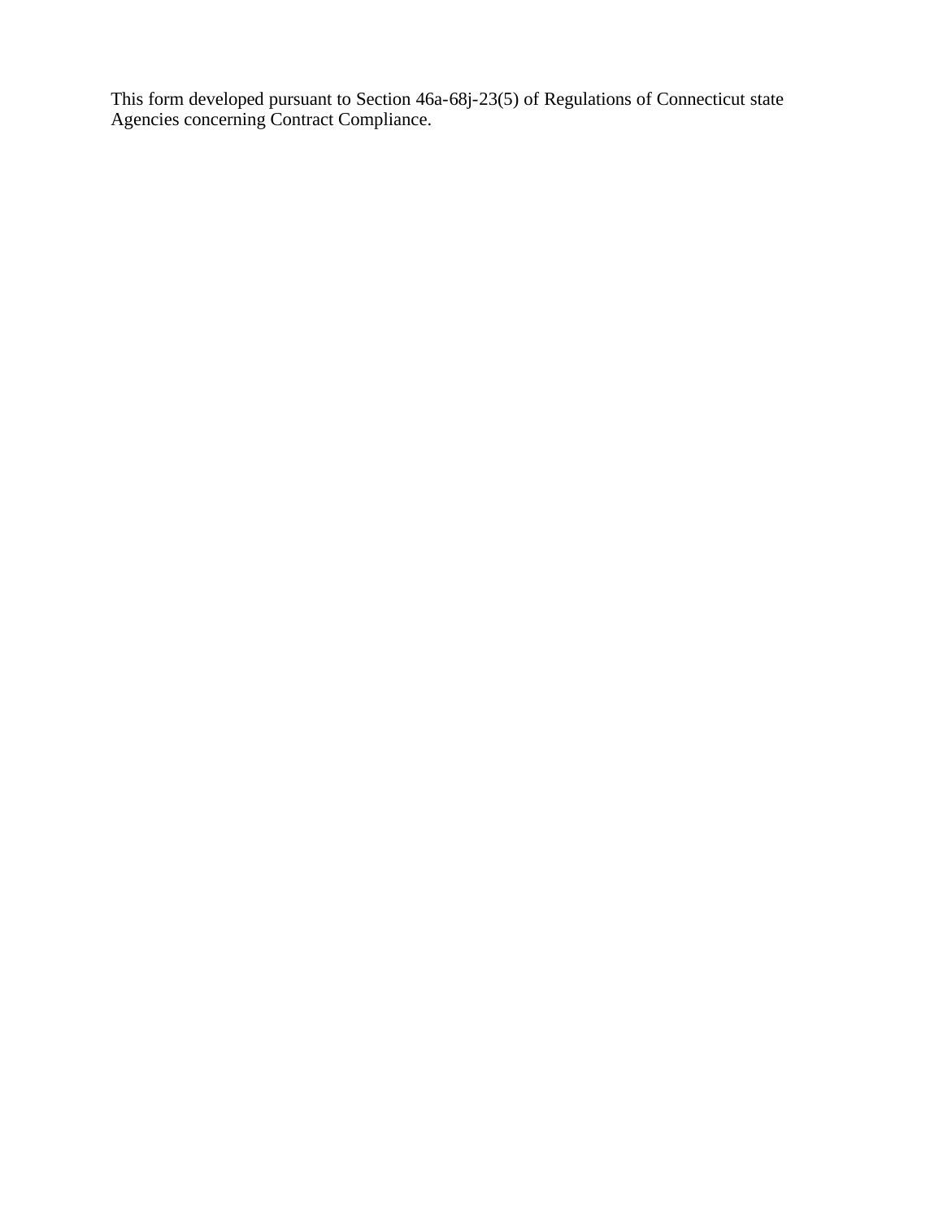This form developed pursuant to Section 46a-68j-23(5) of Regulations of Connecticut state Agencies concerning Contract Compliance.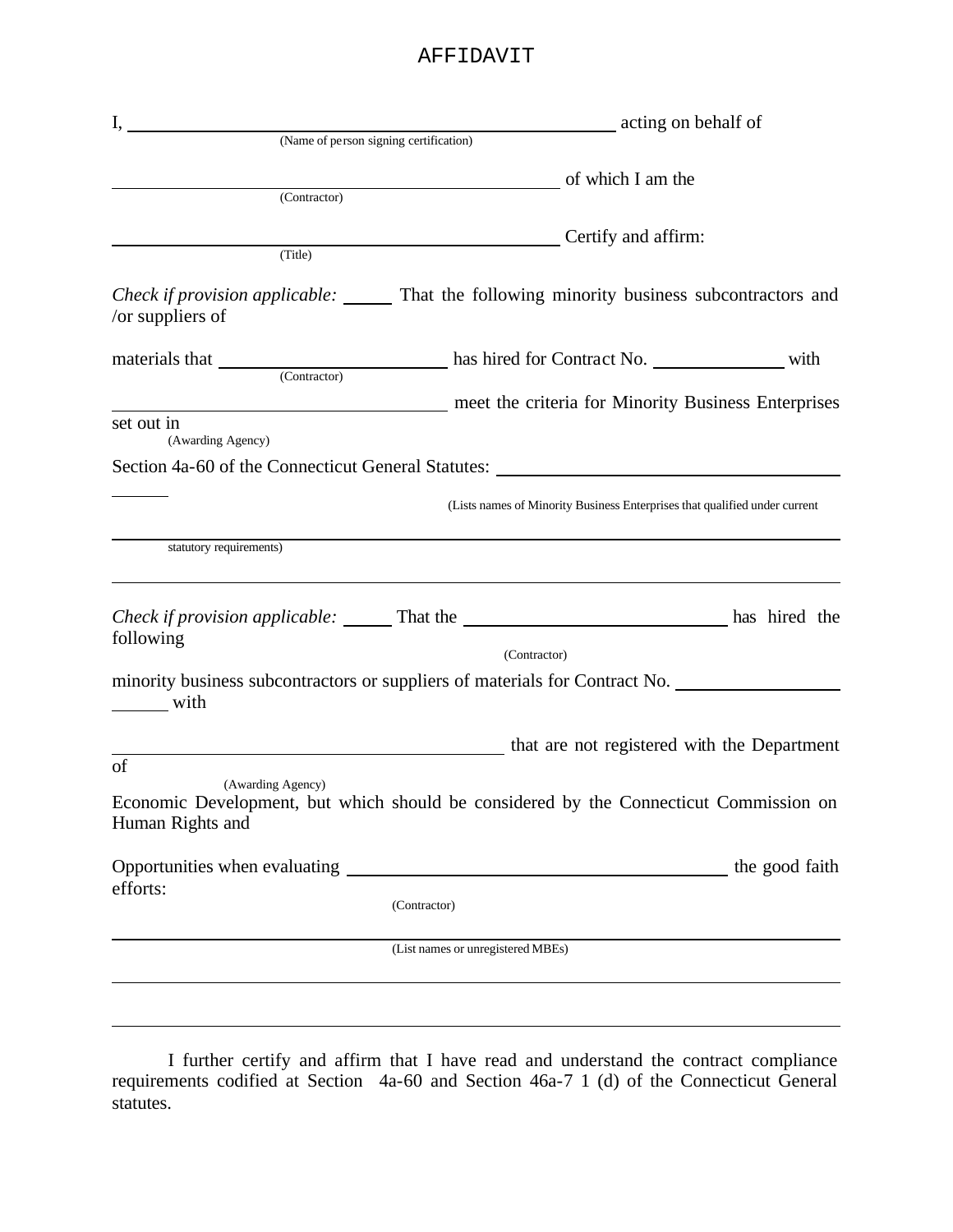# AFFIDAVIT

I, \_\_\_\_\_\_\_\_\_\_\_\_\_\_\_\_\_\_\_\_\_\_\_\_\_\_\_\_\_\_\_\_\_\_\_\_\_\_\_\_\_\_\_\_ acting on behalf of
(Name of person signing certification)

\_\_\_\_\_\_\_\_\_\_\_\_\_\_\_\_\_\_\_\_\_\_\_\_\_\_\_\_\_\_\_\_\_\_\_\_\_\_\_\_\_\_\_\_ of which I am the
(Contractor)

\_\_\_\_\_\_\_\_\_\_\_\_\_\_\_\_\_\_\_\_\_\_\_\_\_\_\_\_\_\_\_\_\_\_\_\_\_\_\_\_\_\_\_\_ Certify and affirm:
(Title)

*Check if provision applicable:* \_\_\_\_\_ That the following minority business subcontractors and /or suppliers of

materials that \_\_\_\_\_\_\_\_\_\_\_\_\_\_\_\_\_\_\_\_\_\_\_\_ has hired for Contract No. \_\_\_\_\_\_\_\_\_\_\_\_\_\_ with
(Contractor)

\_\_\_\_\_\_\_\_\_\_\_\_\_\_\_\_\_\_\_\_\_\_\_\_\_\_\_\_\_\_\_\_\_\_\_\_ meet the criteria for Minority Business Enterprises set out in
(Awarding Agency)

Section 4a-60 of the Connecticut General Statutes: \_\_\_\_\_\_\_\_\_\_\_\_\_\_\_\_\_\_\_\_\_\_\_\_\_\_\_\_\_\_\_\_\_\_\_\_\_\_\_\_

(Lists names of Minority Business Enterprises that qualified under current statutory requirements)

\_\_\_\_\_\_\_\_\_\_\_\_\_\_\_\_\_\_\_\_\_\_\_\_\_\_\_\_\_\_\_\_\_\_\_\_\_\_\_\_\_\_\_\_\_\_\_\_\_\_\_\_\_\_\_\_\_\_\_\_\_\_\_\_\_\_\_\_\_\_\_\_\_\_\_\_\_\_\_\_\_\_

*Check if provision applicable:* \_\_\_\_\_ That the \_\_\_\_\_\_\_\_\_\_\_\_\_\_\_\_\_\_\_\_\_\_\_\_\_\_\_\_\_\_ has hired the following
(Contractor)

minority business subcontractors or suppliers of materials for Contract No. \_\_\_\_\_\_\_\_\_\_\_\_\_\_\_\_\_\_\_\_\_\_\_\_\_ with

\_\_\_\_\_\_\_\_\_\_\_\_\_\_\_\_\_\_\_\_\_\_\_\_\_\_\_\_\_\_\_\_\_\_\_\_\_\_\_\_\_\_\_\_ that are not registered with the Department of
(Awarding Agency)

Economic Development, but which should be considered by the Connecticut Commission on Human Rights and

Opportunities when evaluating \_\_\_\_\_\_\_\_\_\_\_\_\_\_\_\_\_\_\_\_\_\_\_\_\_\_\_\_\_\_\_\_\_\_\_\_\_\_\_\_\_\_\_\_ the good faith efforts:
(Contractor)

\_\_\_\_\_\_\_\_\_\_\_\_\_\_\_\_\_\_\_\_\_\_\_\_\_\_\_\_\_\_\_\_\_\_\_\_\_\_\_\_\_\_\_\_\_\_\_\_\_\_\_\_\_\_\_\_\_\_\_\_\_\_\_\_\_\_\_\_\_\_\_\_\_\_\_\_\_\_\_\_\_\_
(List names or unregistered MBEs)

\_\_\_\_\_\_\_\_\_\_\_\_\_\_\_\_\_\_\_\_\_\_\_\_\_\_\_\_\_\_\_\_\_\_\_\_\_\_\_\_\_\_\_\_\_\_\_\_\_\_\_\_\_\_\_\_\_\_\_\_\_\_\_\_\_\_\_\_\_\_\_\_\_\_\_\_\_\_\_\_\_\_

\_\_\_\_\_\_\_\_\_\_\_\_\_\_\_\_\_\_\_\_\_\_\_\_\_\_\_\_\_\_\_\_\_\_\_\_\_\_\_\_\_\_\_\_\_\_\_\_\_\_\_\_\_\_\_\_\_\_\_\_\_\_\_\_\_\_\_\_\_\_\_\_\_\_\_\_\_\_\_\_\_\_

I further certify and affirm that I have read and understand the contract compliance requirements codified at Section 4a-60 and Section 46a-7 1 (d) of the Connecticut General statutes.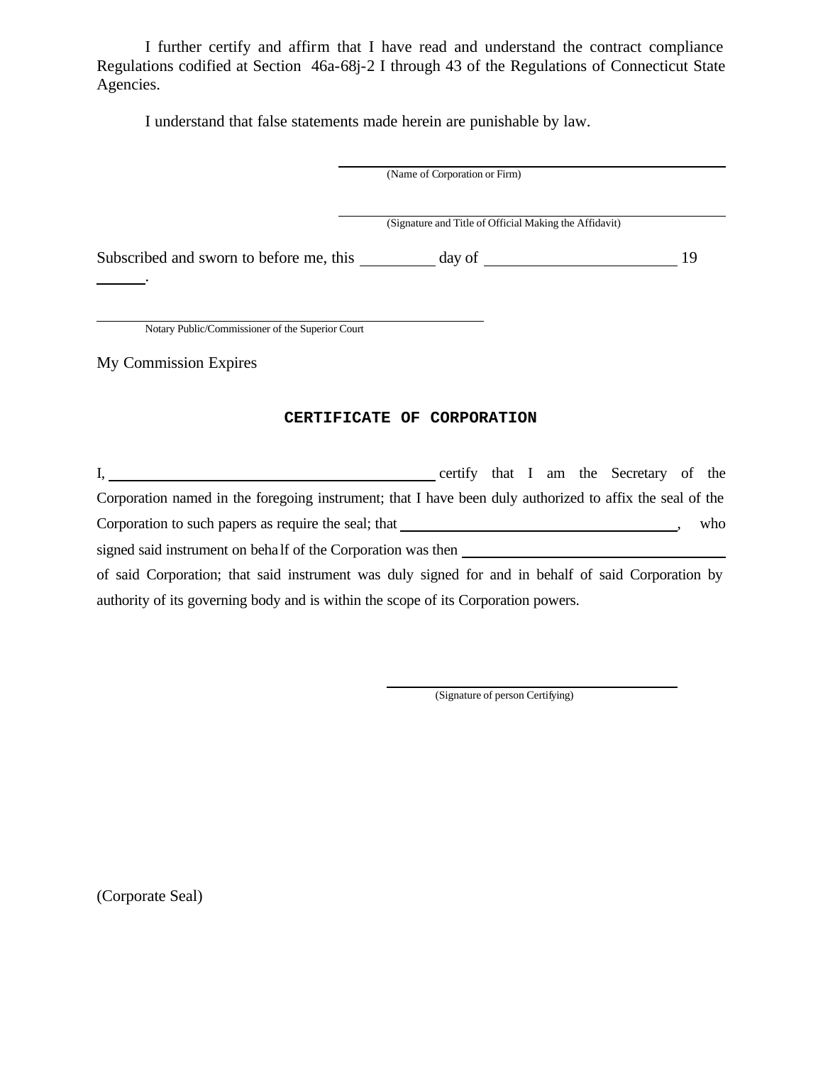I further certify and affirm that I have read and understand the contract compliance Regulations codified at Section 46a-68j-2 I through 43 of the Regulations of Connecticut State Agencies.

I understand that false statements made herein are punishable by law.

\_\_\_\_\_\_\_\_\_\_\_\_\_\_\_\_\_\_\_\_\_\_\_\_\_\_\_\_\_\_\_\_\_\_\_\_\_\_\_\_
(Name of Corporation or Firm)

\_\_\_\_\_\_\_\_\_\_\_\_\_\_\_\_\_\_\_\_\_\_\_\_\_\_\_\_\_\_\_\_\_\_\_\_\_\_\_\_
(Signature and Title of Official Making the Affidavit)

Subscribed and sworn to before me, this \_\_\_\_\_\_\_\_ day of \_\_\_\_\_\_\_\_\_\_\_\_\_\_\_\_\_\_\_\_ 19 \_\_\_\_\_.

\_\_\_\_\_\_\_\_\_\_\_\_\_\_\_\_\_\_\_\_\_\_\_\_\_\_\_\_\_\_\_\_\_\_\_\_\_\_\_\_
Notary Public/Commissioner of the Superior Court

My Commission Expires

## CERTIFICATE OF CORPORATION

I, \_\_\_\_\_\_\_\_\_\_\_\_\_\_\_\_\_\_\_\_\_\_\_\_\_\_\_\_\_\_\_\_\_\_\_\_ certify that I am the Secretary of the Corporation named in the foregoing instrument; that I have been duly authorized to affix the seal of the Corporation to such papers as require the seal; that \_\_\_\_\_\_\_\_\_\_\_\_\_\_\_\_\_\_\_\_\_\_\_\_\_\_\_\_\_\_\_\_, who signed said instrument on behalf of the Corporation was then \_\_\_\_\_\_\_\_\_\_\_\_\_\_\_\_\_\_\_\_\_\_\_\_\_\_\_\_\_\_\_\_ of said Corporation; that said instrument was duly signed for and in behalf of said Corporation by authority of its governing body and is within the scope of its Corporation powers.

\_\_\_\_\_\_\_\_\_\_\_\_\_\_\_\_\_\_\_\_\_\_\_\_\_\_\_\_\_\_\_\_\_\_\_\_
(Signature of person Certifying)

(Corporate Seal)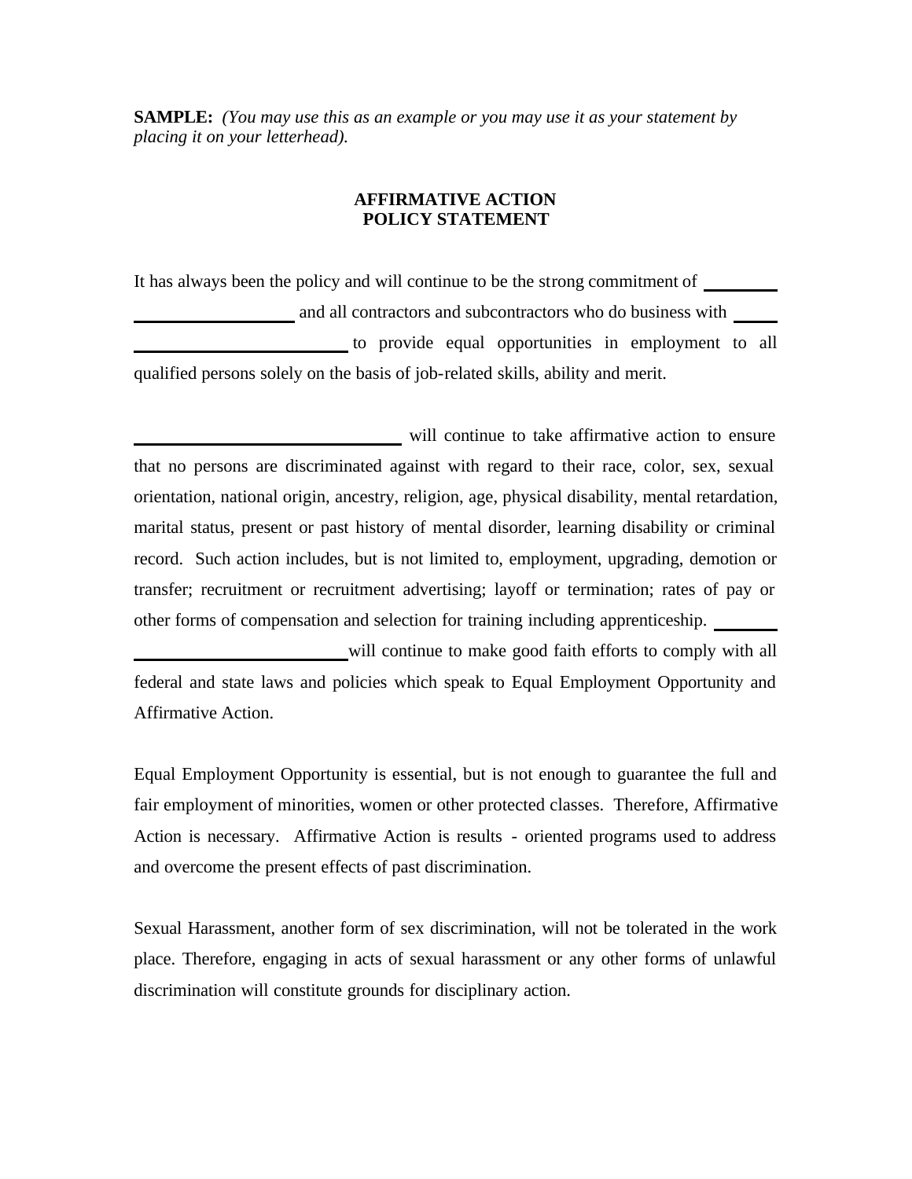**SAMPLE:** *(You may use this as an example or you may use it as your statement by placing it on your letterhead).*

## AFFIRMATIVE ACTION
## POLICY STATEMENT

It has always been the policy and will continue to be the strong commitment of ______________________________ and all contractors and subcontractors who do business with ______________________________ to provide equal opportunities in employment to all qualified persons solely on the basis of job-related skills, ability and merit.

______________________________ will continue to take affirmative action to ensure that no persons are discriminated against with regard to their race, color, sex, sexual orientation, national origin, ancestry, religion, age, physical disability, mental retardation, marital status, present or past history of mental disorder, learning disability or criminal record. Such action includes, but is not limited to, employment, upgrading, demotion or transfer; recruitment or recruitment advertising; layoff or termination; rates of pay or other forms of compensation and selection for training including apprenticeship. ______________________________ will continue to make good faith efforts to comply with all federal and state laws and policies which speak to Equal Employment Opportunity and Affirmative Action.

Equal Employment Opportunity is essential, but is not enough to guarantee the full and fair employment of minorities, women or other protected classes. Therefore, Affirmative Action is necessary. Affirmative Action is results - oriented programs used to address and overcome the present effects of past discrimination.

Sexual Harassment, another form of sex discrimination, will not be tolerated in the work place. Therefore, engaging in acts of sexual harassment or any other forms of unlawful discrimination will constitute grounds for disciplinary action.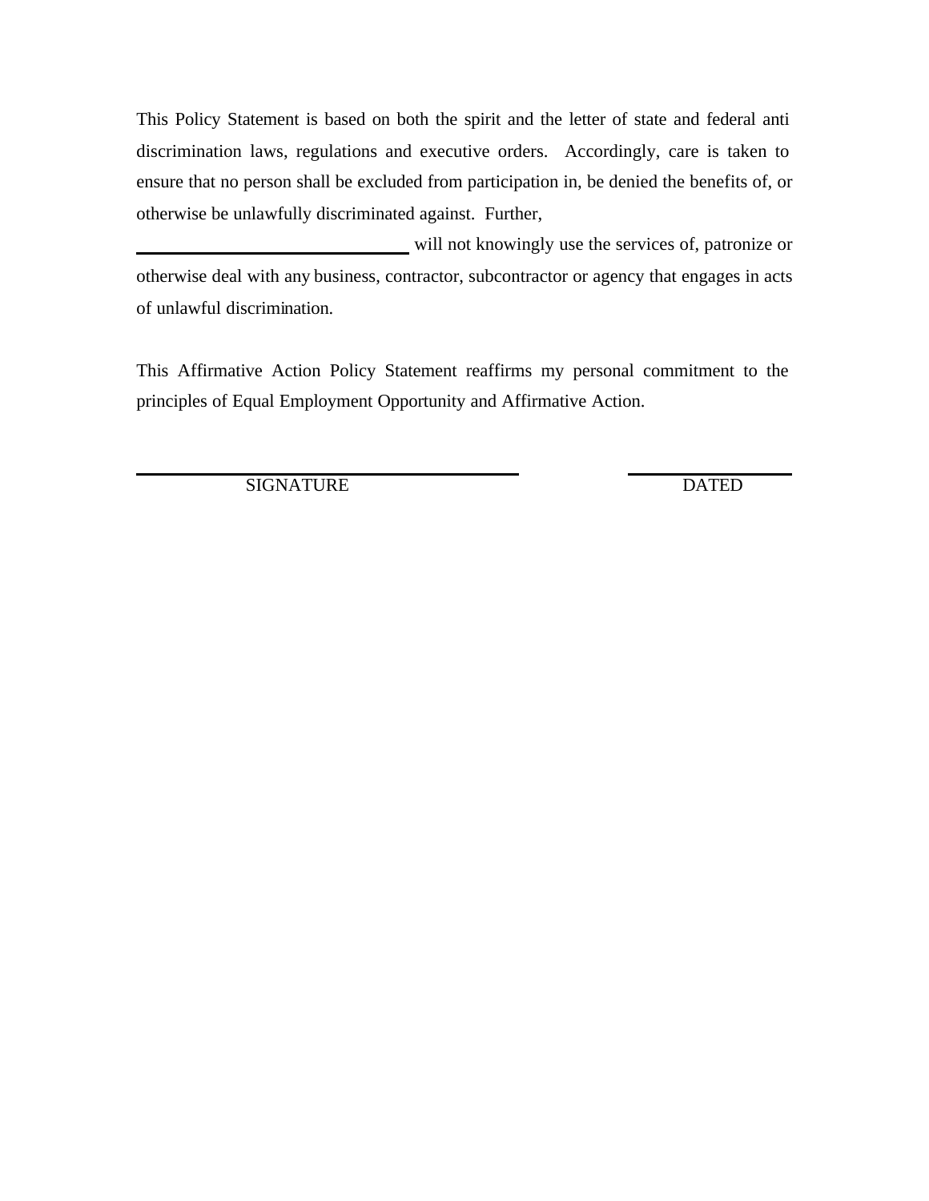This Policy Statement is based on both the spirit and the letter of state and federal anti discrimination laws, regulations and executive orders.  Accordingly, care is taken to ensure that no person shall be excluded from participation in, be denied the benefits of, or otherwise be unlawfully discriminated against.  Further, ______________________________ will not knowingly use the services of, patronize or otherwise deal with any business, contractor, subcontractor or agency that engages in acts of unlawful discrimination.

This Affirmative Action Policy Statement reaffirms my personal commitment to the principles of Equal Employment Opportunity and Affirmative Action.

______________________________________ SIGNATURE

________________ DATED